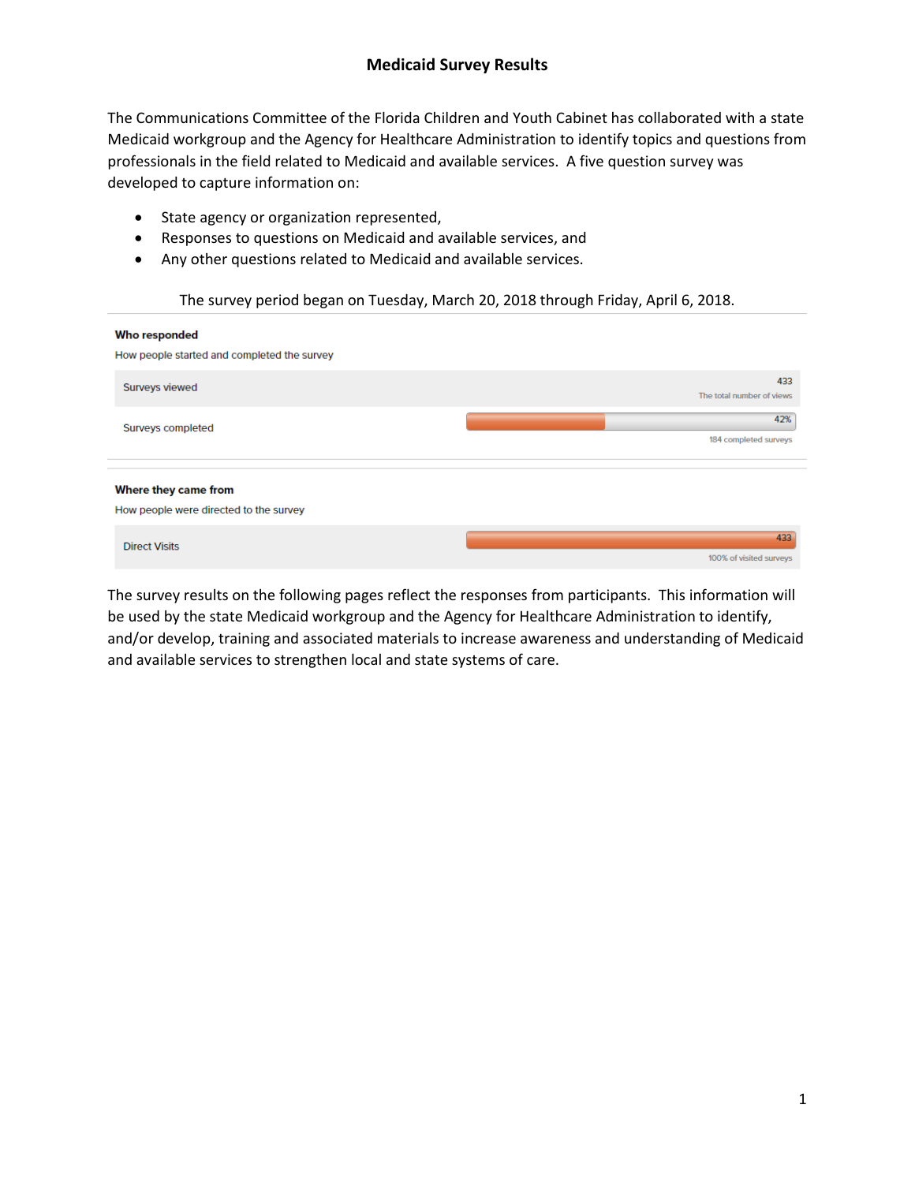# Medicaid Survey Results

The Communications Committee of the Florida Children and Youth Cabinet has collaborated with a state Medicaid workgroup and the Agency for Healthcare Administration to identify topics and questions from professionals in the field related to Medicaid and available services. A five question survey was developed to capture information on:

- State agency or organization represented,
- Responses to questions on Medicaid and available services, and
- Any other questions related to Medicaid and available services.

The survey period began on Tuesday, March 20, 2018 through Friday, April 6, 2018.

**Who responded**

How people started and completed the survey

| | |
|---|---|
| Surveys viewed | 433<br>The total number of views |
| Surveys completed | 42%<br>184 completed surveys |

**Where they came from**

How people were directed to the survey

| | |
|---|---|
| Direct Visits | 433<br>100% of visited surveys |

The survey results on the following pages reflect the responses from participants. This information will be used by the state Medicaid workgroup and the Agency for Healthcare Administration to identify, and/or develop, training and associated materials to increase awareness and understanding of Medicaid and available services to strengthen local and state systems of care.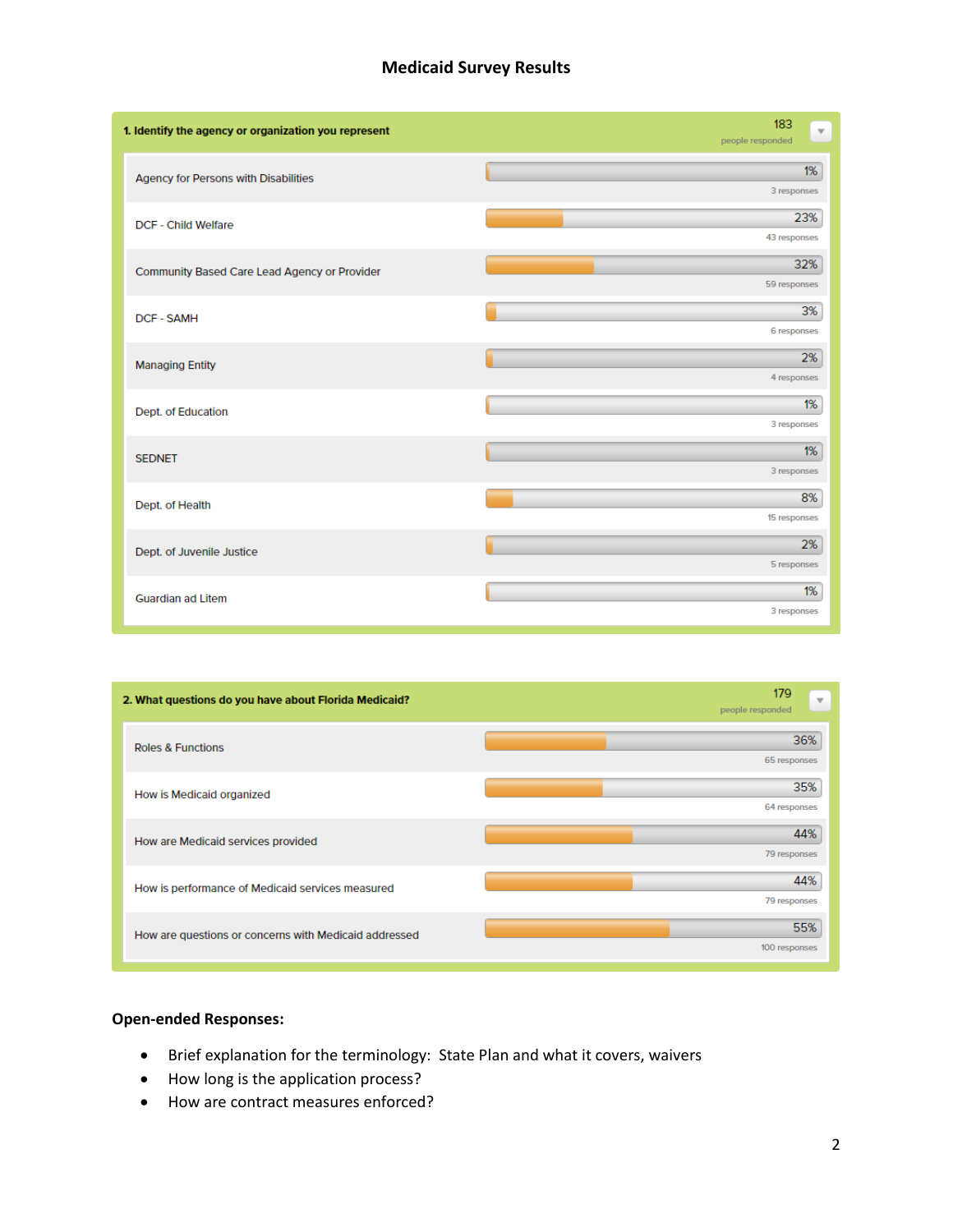# Medicaid Survey Results

**1. Identify the agency or organization you represent** — 183 people responded

| Agency or Organization | Percent | Responses |
|---|---|---|
| Agency for Persons with Disabilities | 1% | 3 responses |
| DCF - Child Welfare | 23% | 43 responses |
| Community Based Care Lead Agency or Provider | 32% | 59 responses |
| DCF - SAMH | 3% | 6 responses |
| Managing Entity | 2% | 4 responses |
| Dept. of Education | 1% | 3 responses |
| SEDNET | 1% | 3 responses |
| Dept. of Health | 8% | 15 responses |
| Dept. of Juvenile Justice | 2% | 5 responses |
| Guardian ad Litem | 1% | 3 responses |

**2. What questions do you have about Florida Medicaid?** — 179 people responded

| Question | Percent | Responses |
|---|---|---|
| Roles & Functions | 36% | 65 responses |
| How is Medicaid organized | 35% | 64 responses |
| How are Medicaid services provided | 44% | 79 responses |
| How is performance of Medicaid services measured | 44% | 79 responses |
| How are questions or concerns with Medicaid addressed | 55% | 100 responses |

**Open-ended Responses:**

- Brief explanation for the terminology: State Plan and what it covers, waivers
- How long is the application process?
- How are contract measures enforced?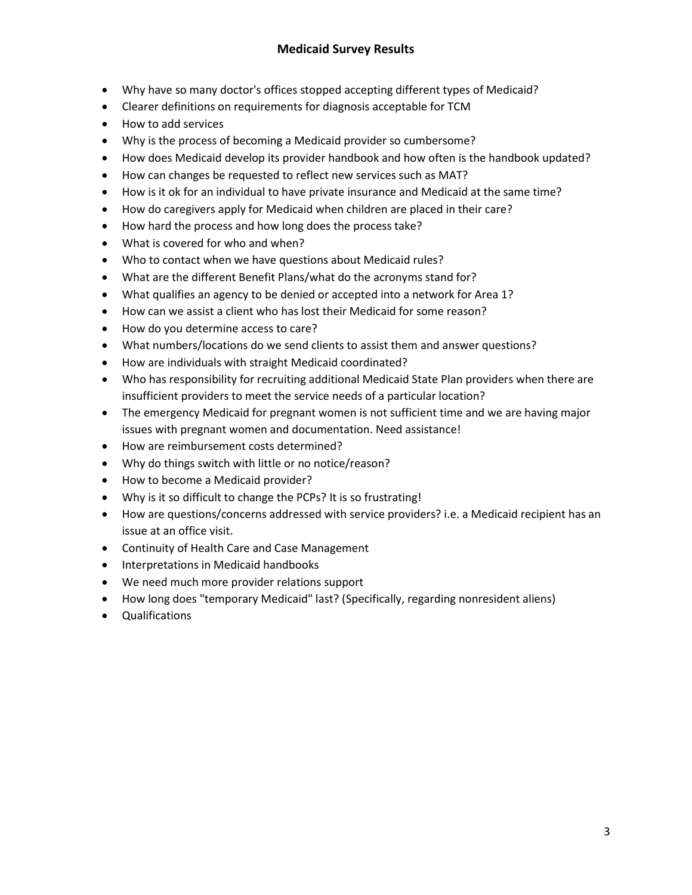## Medicaid Survey Results

- Why have so many doctor's offices stopped accepting different types of Medicaid?
- Clearer definitions on requirements for diagnosis acceptable for TCM
- How to add services
- Why is the process of becoming a Medicaid provider so cumbersome?
- How does Medicaid develop its provider handbook and how often is the handbook updated?
- How can changes be requested to reflect new services such as MAT?
- How is it ok for an individual to have private insurance and Medicaid at the same time?
- How do caregivers apply for Medicaid when children are placed in their care?
- How hard the process and how long does the process take?
- What is covered for who and when?
- Who to contact when we have questions about Medicaid rules?
- What are the different Benefit Plans/what do the acronyms stand for?
- What qualifies an agency to be denied or accepted into a network for Area 1?
- How can we assist a client who has lost their Medicaid for some reason?
- How do you determine access to care?
- What numbers/locations do we send clients to assist them and answer questions?
- How are individuals with straight Medicaid coordinated?
- Who has responsibility for recruiting additional Medicaid State Plan providers when there are insufficient providers to meet the service needs of a particular location?
- The emergency Medicaid for pregnant women is not sufficient time and we are having major issues with pregnant women and documentation. Need assistance!
- How are reimbursement costs determined?
- Why do things switch with little or no notice/reason?
- How to become a Medicaid provider?
- Why is it so difficult to change the PCPs? It is so frustrating!
- How are questions/concerns addressed with service providers? i.e. a Medicaid recipient has an issue at an office visit.
- Continuity of Health Care and Case Management
- Interpretations in Medicaid handbooks
- We need much more provider relations support
- How long does "temporary Medicaid" last? (Specifically, regarding nonresident aliens)
- Qualifications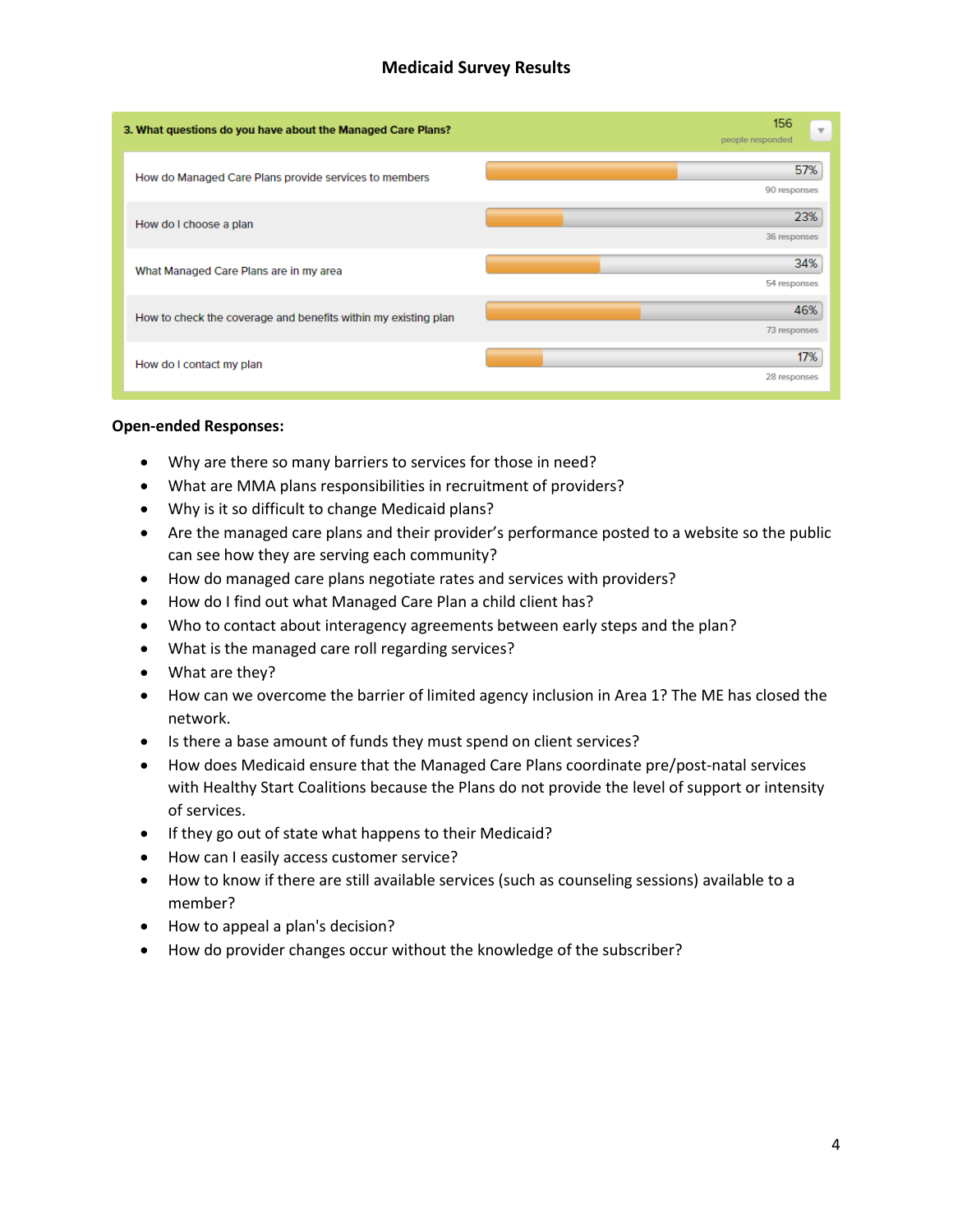# Medicaid Survey Results

**3. What questions do you have about the Managed Care Plans?** — 156 people responded

| Response | Percent | Responses |
| --- | --- | --- |
| How do Managed Care Plans provide services to members | 57% | 90 responses |
| How do I choose a plan | 23% | 36 responses |
| What Managed Care Plans are in my area | 34% | 54 responses |
| How to check the coverage and benefits within my existing plan | 46% | 73 responses |
| How do I contact my plan | 17% | 28 responses |

**Open-ended Responses:**

- Why are there so many barriers to services for those in need?
- What are MMA plans responsibilities in recruitment of providers?
- Why is it so difficult to change Medicaid plans?
- Are the managed care plans and their provider's performance posted to a website so the public can see how they are serving each community?
- How do managed care plans negotiate rates and services with providers?
- How do I find out what Managed Care Plan a child client has?
- Who to contact about interagency agreements between early steps and the plan?
- What is the managed care roll regarding services?
- What are they?
- How can we overcome the barrier of limited agency inclusion in Area 1? The ME has closed the network.
- Is there a base amount of funds they must spend on client services?
- How does Medicaid ensure that the Managed Care Plans coordinate pre/post-natal services with Healthy Start Coalitions because the Plans do not provide the level of support or intensity of services.
- If they go out of state what happens to their Medicaid?
- How can I easily access customer service?
- How to know if there are still available services (such as counseling sessions) available to a member?
- How to appeal a plan's decision?
- How do provider changes occur without the knowledge of the subscriber?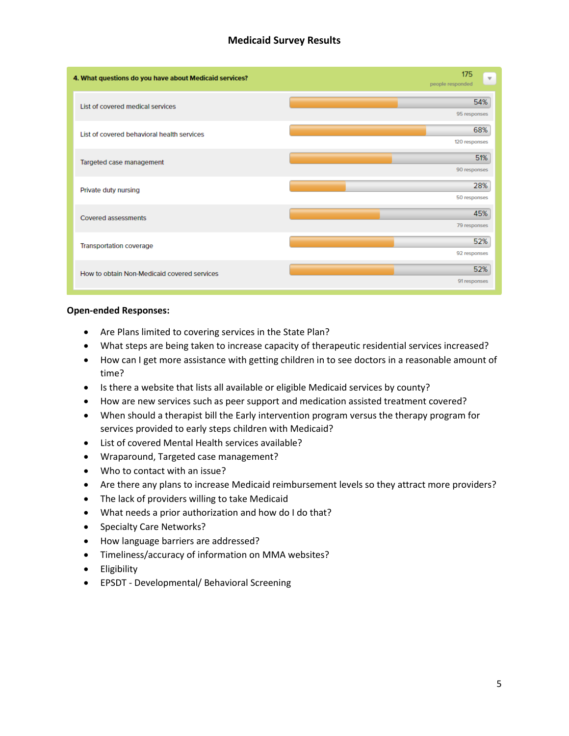# Medicaid Survey Results

**4. What questions do you have about Medicaid services?** — 175 people responded

| Option | Percent | Responses |
|---|---|---|
| List of covered medical services | 54% | 95 responses |
| List of covered behavioral health services | 68% | 120 responses |
| Targeted case management | 51% | 90 responses |
| Private duty nursing | 28% | 50 responses |
| Covered assessments | 45% | 79 responses |
| Transportation coverage | 52% | 92 responses |
| How to obtain Non-Medicaid covered services | 52% | 91 responses |

**Open-ended Responses:**

- Are Plans limited to covering services in the State Plan?
- What steps are being taken to increase capacity of therapeutic residential services increased?
- How can I get more assistance with getting children in to see doctors in a reasonable amount of time?
- Is there a website that lists all available or eligible Medicaid services by county?
- How are new services such as peer support and medication assisted treatment covered?
- When should a therapist bill the Early intervention program versus the therapy program for services provided to early steps children with Medicaid?
- List of covered Mental Health services available?
- Wraparound, Targeted case management?
- Who to contact with an issue?
- Are there any plans to increase Medicaid reimbursement levels so they attract more providers?
- The lack of providers willing to take Medicaid
- What needs a prior authorization and how do I do that?
- Specialty Care Networks?
- How language barriers are addressed?
- Timeliness/accuracy of information on MMA websites?
- Eligibility
- EPSDT - Developmental/ Behavioral Screening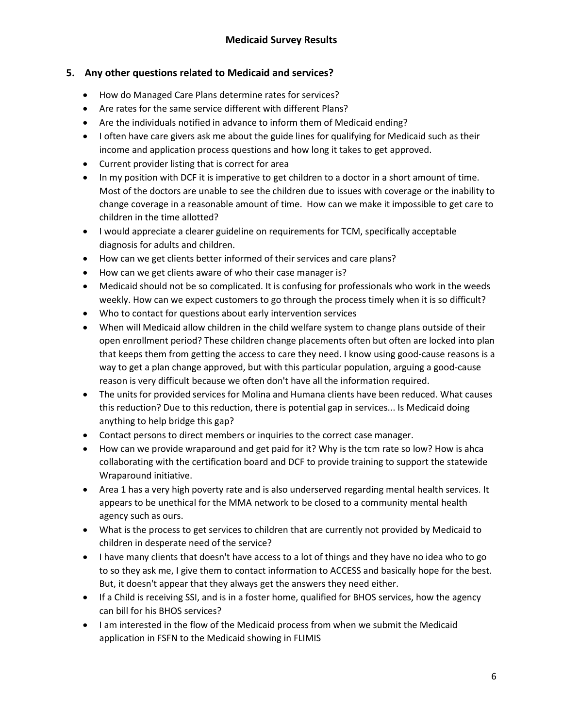## Medicaid Survey Results

### 5. Any other questions related to Medicaid and services?

- How do Managed Care Plans determine rates for services?
- Are rates for the same service different with different Plans?
- Are the individuals notified in advance to inform them of Medicaid ending?
- I often have care givers ask me about the guide lines for qualifying for Medicaid such as their income and application process questions and how long it takes to get approved.
- Current provider listing that is correct for area
- In my position with DCF it is imperative to get children to a doctor in a short amount of time. Most of the doctors are unable to see the children due to issues with coverage or the inability to change coverage in a reasonable amount of time. How can we make it impossible to get care to children in the time allotted?
- I would appreciate a clearer guideline on requirements for TCM, specifically acceptable diagnosis for adults and children.
- How can we get clients better informed of their services and care plans?
- How can we get clients aware of who their case manager is?
- Medicaid should not be so complicated. It is confusing for professionals who work in the weeds weekly. How can we expect customers to go through the process timely when it is so difficult?
- Who to contact for questions about early intervention services
- When will Medicaid allow children in the child welfare system to change plans outside of their open enrollment period? These children change placements often but often are locked into plan that keeps them from getting the access to care they need. I know using good-cause reasons is a way to get a plan change approved, but with this particular population, arguing a good-cause reason is very difficult because we often don't have all the information required.
- The units for provided services for Molina and Humana clients have been reduced. What causes this reduction? Due to this reduction, there is potential gap in services... Is Medicaid doing anything to help bridge this gap?
- Contact persons to direct members or inquiries to the correct case manager.
- How can we provide wraparound and get paid for it? Why is the tcm rate so low? How is ahca collaborating with the certification board and DCF to provide training to support the statewide Wraparound initiative.
- Area 1 has a very high poverty rate and is also underserved regarding mental health services. It appears to be unethical for the MMA network to be closed to a community mental health agency such as ours.
- What is the process to get services to children that are currently not provided by Medicaid to children in desperate need of the service?
- I have many clients that doesn't have access to a lot of things and they have no idea who to go to so they ask me, I give them to contact information to ACCESS and basically hope for the best. But, it doesn't appear that they always get the answers they need either.
- If a Child is receiving SSI, and is in a foster home, qualified for BHOS services, how the agency can bill for his BHOS services?
- I am interested in the flow of the Medicaid process from when we submit the Medicaid application in FSFN to the Medicaid showing in FLIMIS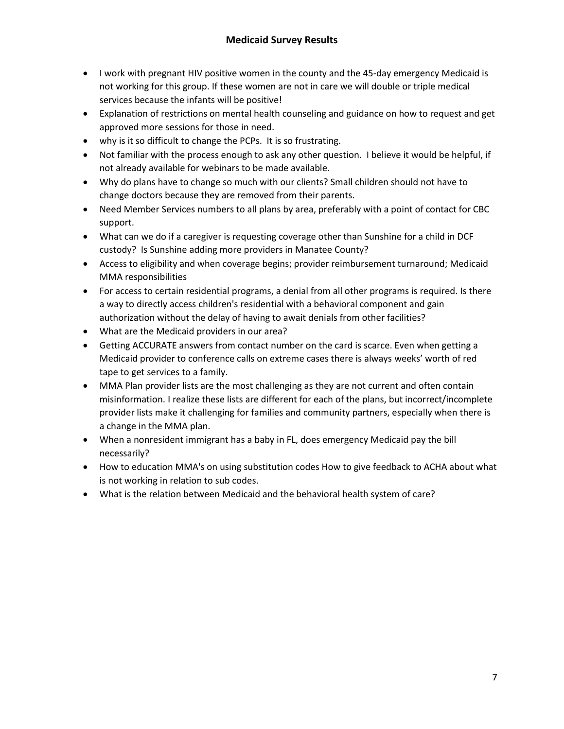# Medicaid Survey Results

- I work with pregnant HIV positive women in the county and the 45-day emergency Medicaid is not working for this group. If these women are not in care we will double or triple medical services because the infants will be positive!
- Explanation of restrictions on mental health counseling and guidance on how to request and get approved more sessions for those in need.
- why is it so difficult to change the PCPs. It is so frustrating.
- Not familiar with the process enough to ask any other question. I believe it would be helpful, if not already available for webinars to be made available.
- Why do plans have to change so much with our clients? Small children should not have to change doctors because they are removed from their parents.
- Need Member Services numbers to all plans by area, preferably with a point of contact for CBC support.
- What can we do if a caregiver is requesting coverage other than Sunshine for a child in DCF custody? Is Sunshine adding more providers in Manatee County?
- Access to eligibility and when coverage begins; provider reimbursement turnaround; Medicaid MMA responsibilities
- For access to certain residential programs, a denial from all other programs is required. Is there a way to directly access children's residential with a behavioral component and gain authorization without the delay of having to await denials from other facilities?
- What are the Medicaid providers in our area?
- Getting ACCURATE answers from contact number on the card is scarce. Even when getting a Medicaid provider to conference calls on extreme cases there is always weeks' worth of red tape to get services to a family.
- MMA Plan provider lists are the most challenging as they are not current and often contain misinformation. I realize these lists are different for each of the plans, but incorrect/incomplete provider lists make it challenging for families and community partners, especially when there is a change in the MMA plan.
- When a nonresident immigrant has a baby in FL, does emergency Medicaid pay the bill necessarily?
- How to education MMA's on using substitution codes How to give feedback to ACHA about what is not working in relation to sub codes.
- What is the relation between Medicaid and the behavioral health system of care?